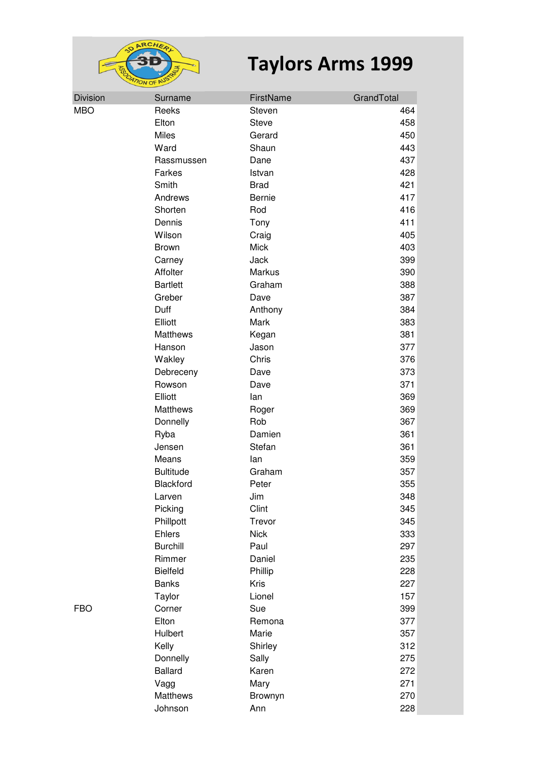# Taylors Arms 1999

| Division | Surname | FirstName | GrandTotal |
|---|---|---|---|
| MBO | Reeks | Steven | 464 |
| | Elton | Steve | 458 |
| | Miles | Gerard | 450 |
| | Ward | Shaun | 443 |
| | Rassmussen | Dane | 437 |
| | Farkes | Istvan | 428 |
| | Smith | Brad | 421 |
| | Andrews | Bernie | 417 |
| | Shorten | Rod | 416 |
| | Dennis | Tony | 411 |
| | Wilson | Craig | 405 |
| | Brown | Mick | 403 |
| | Carney | Jack | 399 |
| | Affolter | Markus | 390 |
| | Bartlett | Graham | 388 |
| | Greber | Dave | 387 |
| | Duff | Anthony | 384 |
| | Elliott | Mark | 383 |
| | Matthews | Kegan | 381 |
| | Hanson | Jason | 377 |
| | Wakley | Chris | 376 |
| | Debreceny | Dave | 373 |
| | Rowson | Dave | 371 |
| | Elliott | Ian | 369 |
| | Matthews | Roger | 369 |
| | Donnelly | Rob | 367 |
| | Ryba | Damien | 361 |
| | Jensen | Stefan | 361 |
| | Means | Ian | 359 |
| | Bultitude | Graham | 357 |
| | Blackford | Peter | 355 |
| | Larven | Jim | 348 |
| | Picking | Clint | 345 |
| | Phillpott | Trevor | 345 |
| | Ehlers | Nick | 333 |
| | Burchill | Paul | 297 |
| | Rimmer | Daniel | 235 |
| | Bielfeld | Phillip | 228 |
| | Banks | Kris | 227 |
| | Taylor | Lionel | 157 |
| FBO | Corner | Sue | 399 |
| | Elton | Remona | 377 |
| | Hulbert | Marie | 357 |
| | Kelly | Shirley | 312 |
| | Donnelly | Sally | 275 |
| | Ballard | Karen | 272 |
| | Vagg | Mary | 271 |
| | Matthews | Brownyn | 270 |
| | Johnson | Ann | 228 |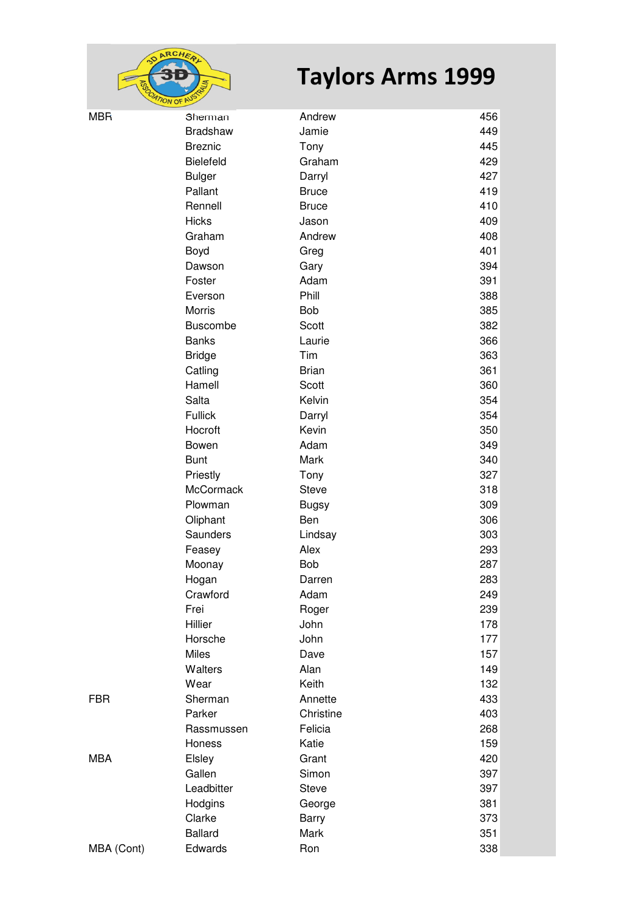# Taylors Arms 1999

| | | | |
|---|---|---|---|
| MBR | Sherman | Andrew | 456 |
| | Bradshaw | Jamie | 449 |
| | Breznic | Tony | 445 |
| | Bielefeld | Graham | 429 |
| | Bulger | Darryl | 427 |
| | Pallant | Bruce | 419 |
| | Rennell | Bruce | 410 |
| | Hicks | Jason | 409 |
| | Graham | Andrew | 408 |
| | Boyd | Greg | 401 |
| | Dawson | Gary | 394 |
| | Foster | Adam | 391 |
| | Everson | Phill | 388 |
| | Morris | Bob | 385 |
| | Buscombe | Scott | 382 |
| | Banks | Laurie | 366 |
| | Bridge | Tim | 363 |
| | Catling | Brian | 361 |
| | Hamell | Scott | 360 |
| | Salta | Kelvin | 354 |
| | Fullick | Darryl | 354 |
| | Hocroft | Kevin | 350 |
| | Bowen | Adam | 349 |
| | Bunt | Mark | 340 |
| | Priestly | Tony | 327 |
| | McCormack | Steve | 318 |
| | Plowman | Bugsy | 309 |
| | Oliphant | Ben | 306 |
| | Saunders | Lindsay | 303 |
| | Feasey | Alex | 293 |
| | Moonay | Bob | 287 |
| | Hogan | Darren | 283 |
| | Crawford | Adam | 249 |
| | Frei | Roger | 239 |
| | Hillier | John | 178 |
| | Horsche | John | 177 |
| | Miles | Dave | 157 |
| | Walters | Alan | 149 |
| | Wear | Keith | 132 |
| FBR | Sherman | Annette | 433 |
| | Parker | Christine | 403 |
| | Rassmussen | Felicia | 268 |
| | Honess | Katie | 159 |
| MBA | Elsley | Grant | 420 |
| | Gallen | Simon | 397 |
| | Leadbitter | Steve | 397 |
| | Hodgins | George | 381 |
| | Clarke | Barry | 373 |
| | Ballard | Mark | 351 |
| MBA (Cont) | Edwards | Ron | 338 |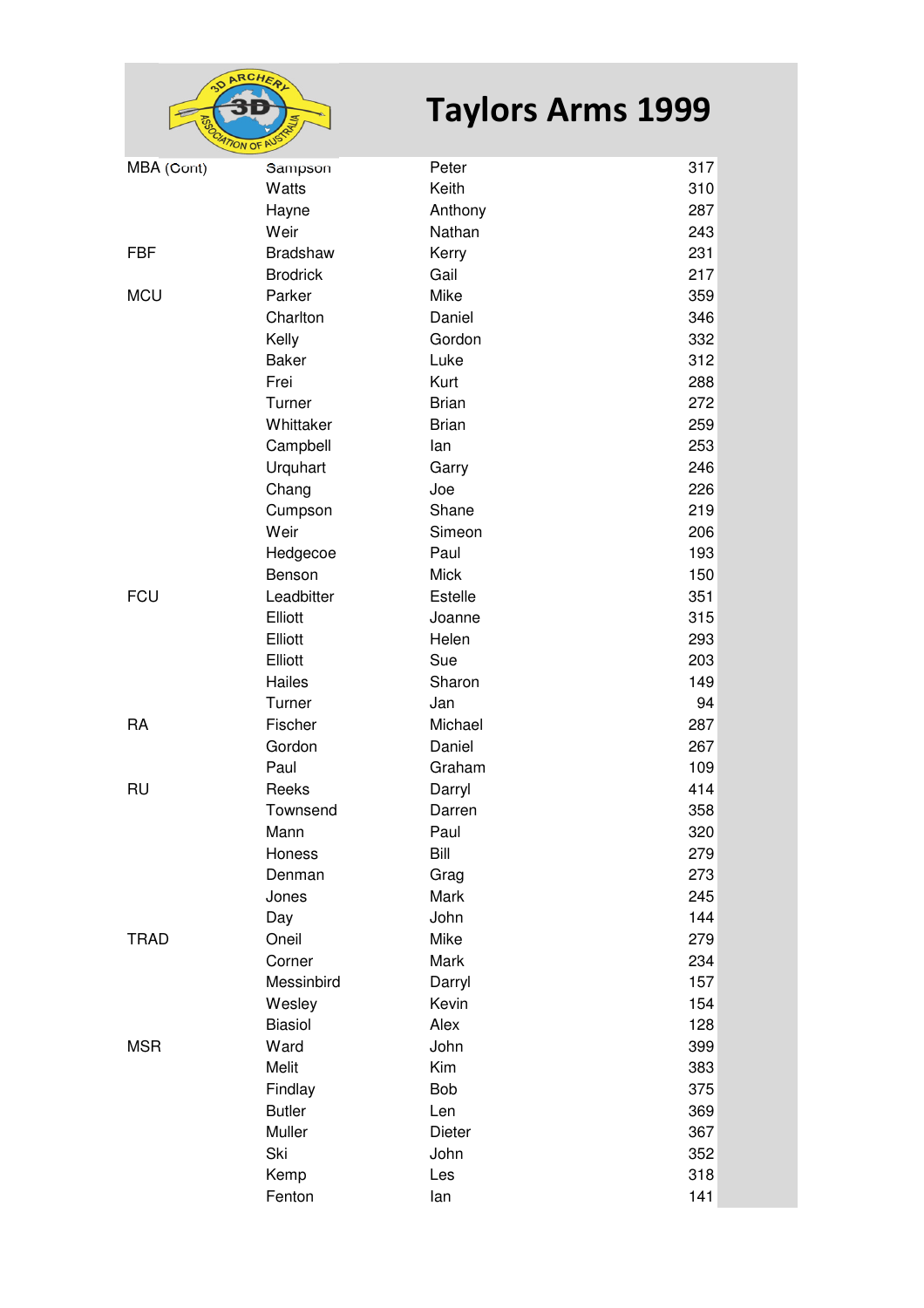# Taylors Arms 1999

| | | | |
|---|---|---|---|
| MBA (Cont) | Sampson | Peter | 317 |
| | Watts | Keith | 310 |
| | Hayne | Anthony | 287 |
| | Weir | Nathan | 243 |
| FBF | Bradshaw | Kerry | 231 |
| | Brodrick | Gail | 217 |
| MCU | Parker | Mike | 359 |
| | Charlton | Daniel | 346 |
| | Kelly | Gordon | 332 |
| | Baker | Luke | 312 |
| | Frei | Kurt | 288 |
| | Turner | Brian | 272 |
| | Whittaker | Brian | 259 |
| | Campbell | Ian | 253 |
| | Urquhart | Garry | 246 |
| | Chang | Joe | 226 |
| | Cumpson | Shane | 219 |
| | Weir | Simeon | 206 |
| | Hedgecoe | Paul | 193 |
| | Benson | Mick | 150 |
| FCU | Leadbitter | Estelle | 351 |
| | Elliott | Joanne | 315 |
| | Elliott | Helen | 293 |
| | Elliott | Sue | 203 |
| | Hailes | Sharon | 149 |
| | Turner | Jan | 94 |
| RA | Fischer | Michael | 287 |
| | Gordon | Daniel | 267 |
| | Paul | Graham | 109 |
| RU | Reeks | Darryl | 414 |
| | Townsend | Darren | 358 |
| | Mann | Paul | 320 |
| | Honess | Bill | 279 |
| | Denman | Grag | 273 |
| | Jones | Mark | 245 |
| | Day | John | 144 |
| TRAD | Oneil | Mike | 279 |
| | Corner | Mark | 234 |
| | Messinbird | Darryl | 157 |
| | Wesley | Kevin | 154 |
| | Biasiol | Alex | 128 |
| MSR | Ward | John | 399 |
| | Melit | Kim | 383 |
| | Findlay | Bob | 375 |
| | Butler | Len | 369 |
| | Muller | Dieter | 367 |
| | Ski | John | 352 |
| | Kemp | Les | 318 |
| | Fenton | Ian | 141 |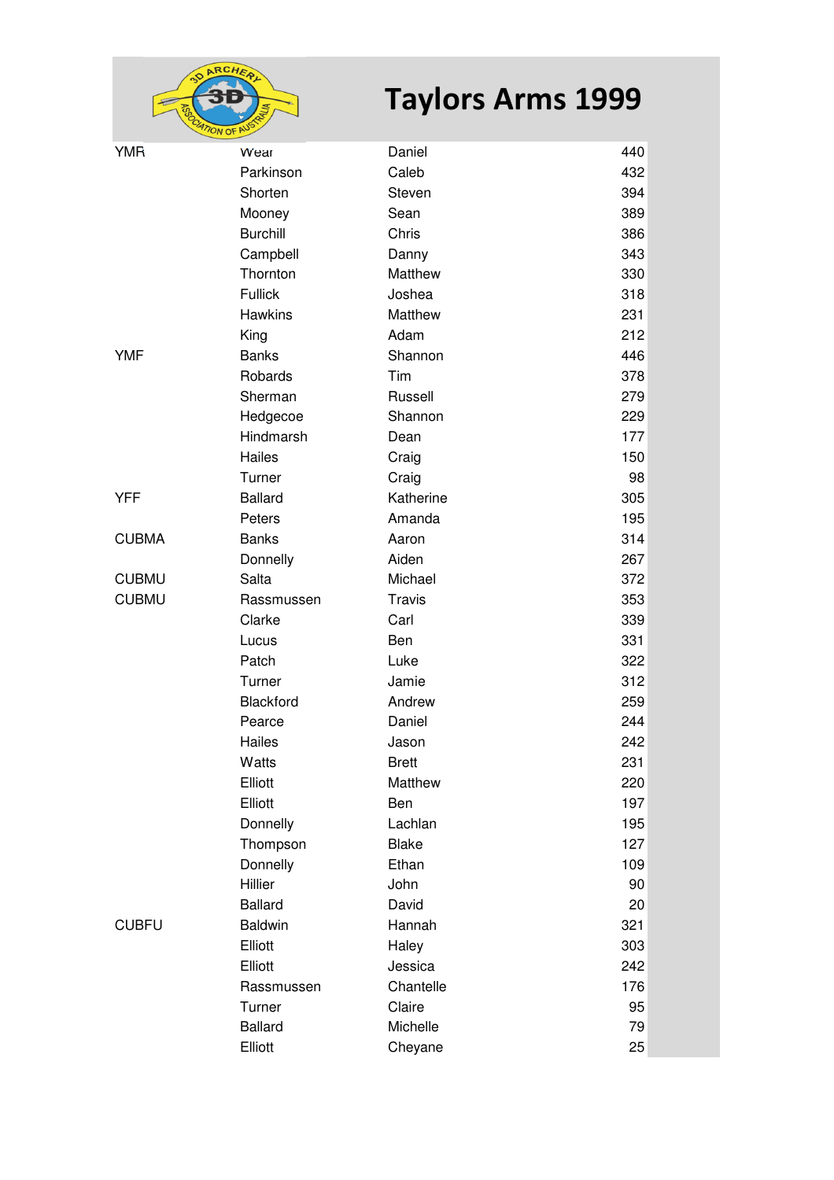# Taylors Arms 1999

| | | | |
|---|---|---|---|
| YMR | Wear | Daniel | 440 |
| | Parkinson | Caleb | 432 |
| | Shorten | Steven | 394 |
| | Mooney | Sean | 389 |
| | Burchill | Chris | 386 |
| | Campbell | Danny | 343 |
| | Thornton | Matthew | 330 |
| | Fullick | Joshea | 318 |
| | Hawkins | Matthew | 231 |
| | King | Adam | 212 |
| YMF | Banks | Shannon | 446 |
| | Robards | Tim | 378 |
| | Sherman | Russell | 279 |
| | Hedgecoe | Shannon | 229 |
| | Hindmarsh | Dean | 177 |
| | Hailes | Craig | 150 |
| | Turner | Craig | 98 |
| YFF | Ballard | Katherine | 305 |
| | Peters | Amanda | 195 |
| CUBMA | Banks | Aaron | 314 |
| | Donnelly | Aiden | 267 |
| CUBMU | Salta | Michael | 372 |
| CUBMU | Rassmussen | Travis | 353 |
| | Clarke | Carl | 339 |
| | Lucus | Ben | 331 |
| | Patch | Luke | 322 |
| | Turner | Jamie | 312 |
| | Blackford | Andrew | 259 |
| | Pearce | Daniel | 244 |
| | Hailes | Jason | 242 |
| | Watts | Brett | 231 |
| | Elliott | Matthew | 220 |
| | Elliott | Ben | 197 |
| | Donnelly | Lachlan | 195 |
| | Thompson | Blake | 127 |
| | Donnelly | Ethan | 109 |
| | Hillier | John | 90 |
| | Ballard | David | 20 |
| CUBFU | Baldwin | Hannah | 321 |
| | Elliott | Haley | 303 |
| | Elliott | Jessica | 242 |
| | Rassmussen | Chantelle | 176 |
| | Turner | Claire | 95 |
| | Ballard | Michelle | 79 |
| | Elliott | Cheyane | 25 |